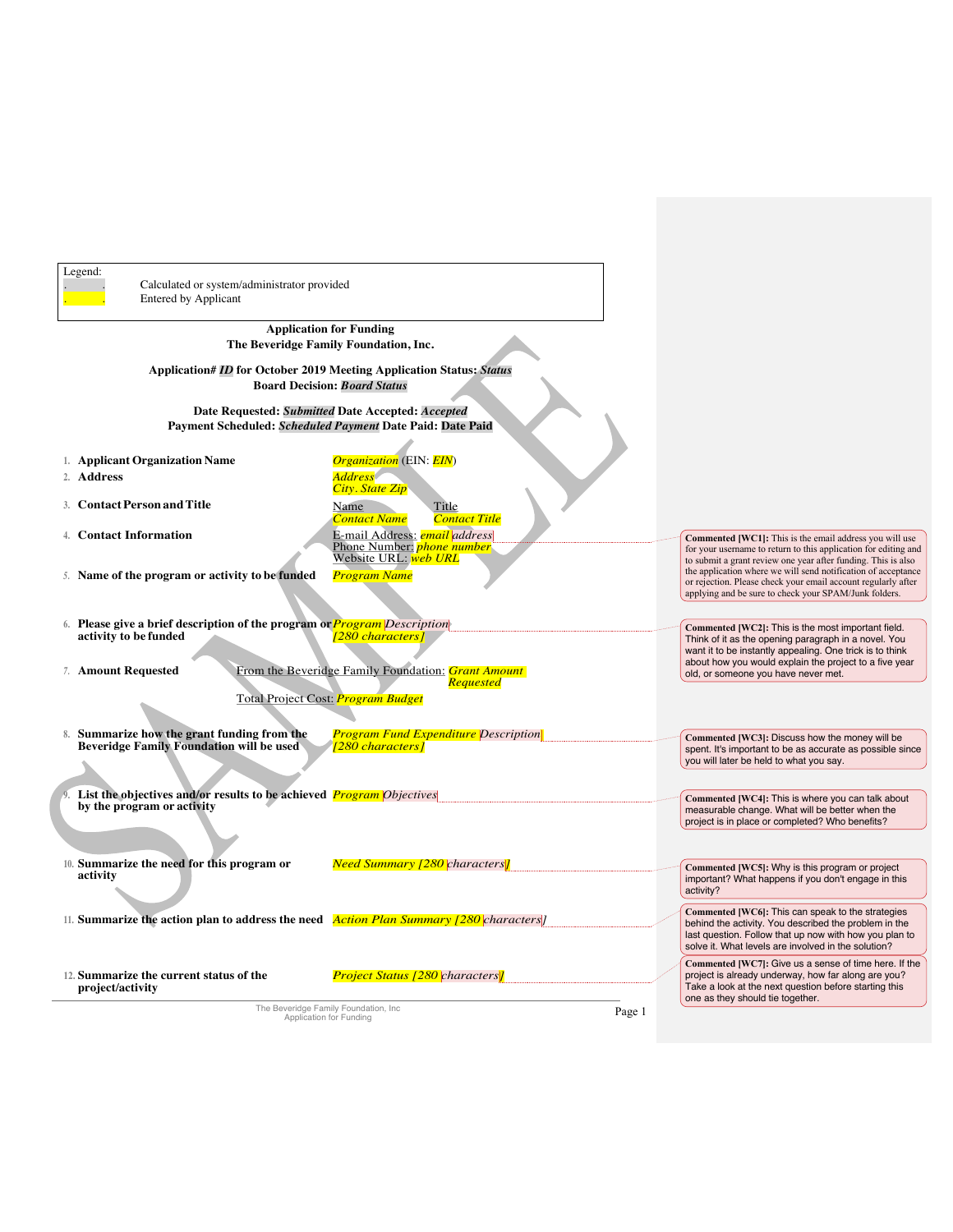Legend:

| | |
|---|---|
| | Calculated or system/administrator provided |
| | Entered by Applicant |

**Application for Funding**
**The Beveridge Family Foundation, Inc.**

**Application# *ID* for October 2019 Meeting Application Status: *Status***
**Board Decision: *Board Status***

**Date Requested: *Submitted* Date Accepted: *Accepted***
**Payment Scheduled: *Scheduled Payment* Date Paid: Date Paid**

1. **Applicant Organization Name** — *Organization* (EIN: *EIN*)
2. **Address** — *Address*
   *City, State Zip*
3. **Contact Person and Title** — Name: *Contact Name* / Title: *Contact Title*
4. **Contact Information** — E-mail Address: *email address*
   Phone Number: *phone number*
   Website URL: *web URL*
5. **Name of the program or activity to be funded** — *Program Name*
6. **Please give a brief description of the program or activity to be funded** — *Program Description [280 characters]*
7. **Amount Requested** — From the Beveridge Family Foundation: *Grant Amount Requested*
   Total Project Cost: *Program Budget*
8. **Summarize how the grant funding from the Beveridge Family Foundation will be used** — *Program Fund Expenditure Description [280 characters]*
9. **List the objectives and/or results to be achieved by the program or activity** — *Program Objectives*
10. **Summarize the need for this program or activity** — *Need Summary [280 characters]*
11. **Summarize the action plan to address the need** — *Action Plan Summary [280 characters]*
12. **Summarize the current status of the project/activity** — *Project Status [280 characters]*

**Commented [WC1]:** This is the email address you will use for your username to return to this application for editing and to submit a grant review one year after funding. This is also the application where we will send notification of acceptance or rejection. Please check your email account regularly after applying and be sure to check your SPAM/Junk folders.

**Commented [WC2]:** This is the most important field. Think of it as the opening paragraph in a novel. You want it to be instantly appealing. One trick is to think about how you would explain the project to a five year old, or someone you have never met.

**Commented [WC3]:** Discuss how the money will be spent. It's important to be as accurate as possible since you will later be held to what you say.

**Commented [WC4]:** This is where you can talk about measurable change. What will be better when the project is in place or completed? Who benefits?

**Commented [WC5]:** Why is this program or project important? What happens if you don't engage in this activity?

**Commented [WC6]:** This can speak to the strategies behind the activity. You described the problem in the last question. Follow that up now with how you plan to solve it. What levels are involved in the solution?

**Commented [WC7]:** Give us a sense of time here. If the project is already underway, how far along are you? Take a look at the next question before starting this one as they should tie together.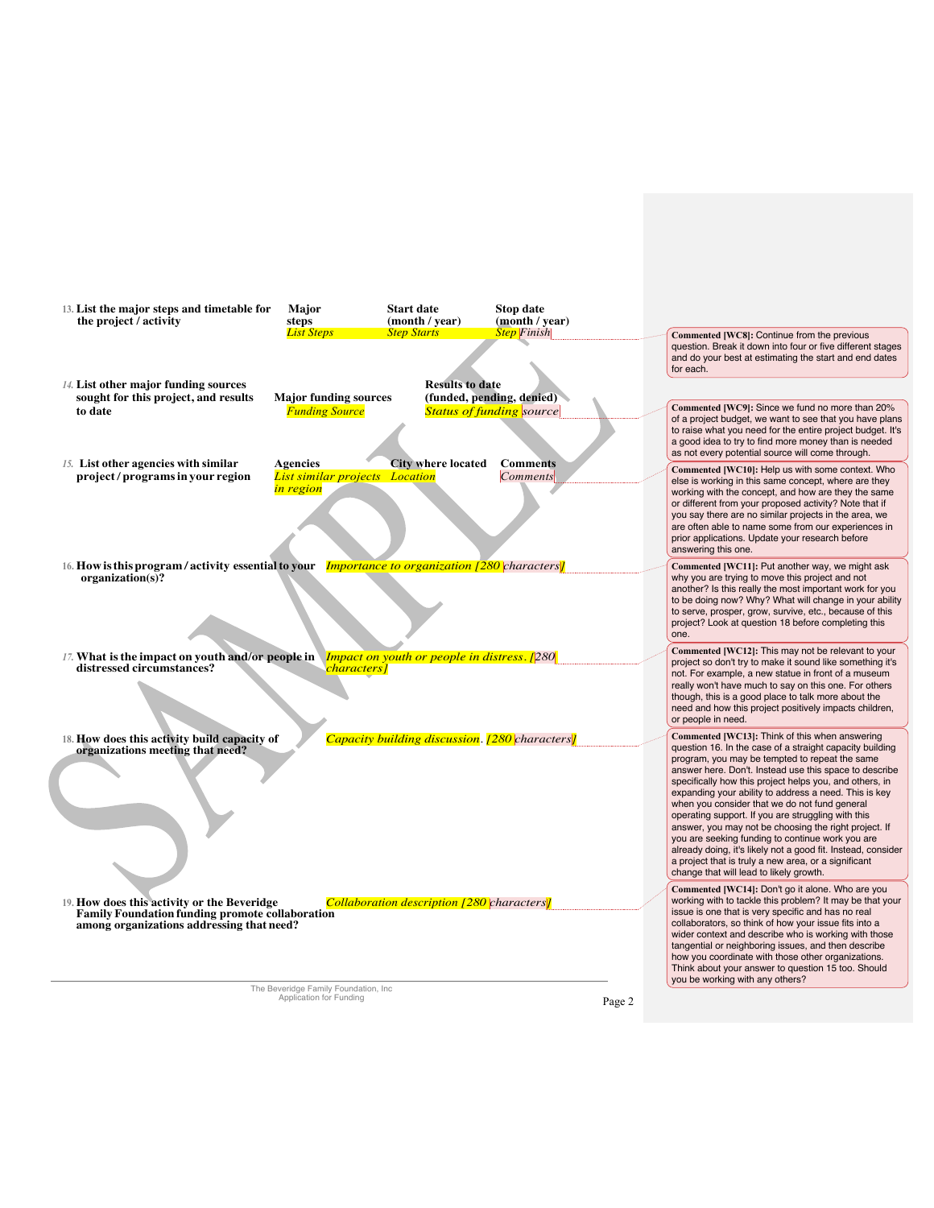13. **List the major steps and timetable for the project / activity**

| Major steps | Start date (month / year) | Stop date (month / year) |
|---|---|---|
| *List Steps* | *Step Starts* | *Step Finish* |

14. **List other major funding sources sought for this project, and results to date**

| Major funding sources | Results to date (funded, pending, denied) |
|---|---|
| *Funding Source* | *Status of funding source* |

15. **List other agencies with similar project / programs in your region**

| Agencies | City where located | Comments |
|---|---|---|
| *List similar projects in region* | *Location* | *Comments* |

16. **How is this program / activity essential to your organization(s)?**

*Importance to organization [280 characters]*

17. **What is the impact on youth and/or people in distressed circumstances?**

*Impact on youth or people in distress. [280 characters]*

18. **How does this activity build capacity of organizations meeting that need?**

*Capacity building discussion. [280 characters]*

19. **How does this activity or the Beveridge Family Foundation funding promote collaboration among organizations addressing that need?**

*Collaboration description [280 characters]*

---

**Commented [WC8]:** Continue from the previous question. Break it down into four or five different stages and do your best at estimating the start and end dates for each.

**Commented [WC9]:** Since we fund no more than 20% of a project budget, we want to see that you have plans to raise what you need for the entire project budget. It's a good idea to try to find more money than is needed as not every potential source will come through.

**Commented [WC10]:** Help us with some context. Who else is working in this same concept, where are they working with the concept, and how are they the same or different from your proposed activity? Note that if you say there are no similar projects in the area, we are often able to name some from our experiences in prior applications. Update your research before answering this one.

**Commented [WC11]:** Put another way, we might ask why you are trying to move this project and not another? Is this really the most important work for you to be doing now? Why? What will change in your ability to serve, prosper, grow, survive, etc., because of this project? Look at question 18 before completing this one.

**Commented [WC12]:** This may not be relevant to your project so don't try to make it sound like something it's not. For example, a new statue in front of a museum really won't have much to say on this one. For others though, this is a good place to talk more about the need and how this project positively impacts children, or people in need.

**Commented [WC13]:** Think of this when answering question 16. In the case of a straight capacity building program, you may be tempted to repeat the same answer here. Don't. Instead use this space to describe specifically how this project helps you, and others, in expanding your ability to address a need. This is key when you consider that we do not fund general operating support. If you are struggling with this answer, you may not be choosing the right project. If you are seeking funding to continue work you are already doing, it's likely not a good fit. Instead, consider a project that is truly a new area, or a significant change that will lead to likely growth.

**Commented [WC14]:** Don't go it alone. Who are you working with to tackle this problem? It may be that your issue is one that is very specific and has no real collaborators, so think of how your issue fits into a wider context and describe who is working with those tangential or neighboring issues, and then describe how you coordinate with those other organizations. Think about your answer to question 15 too. Should you be working with any others?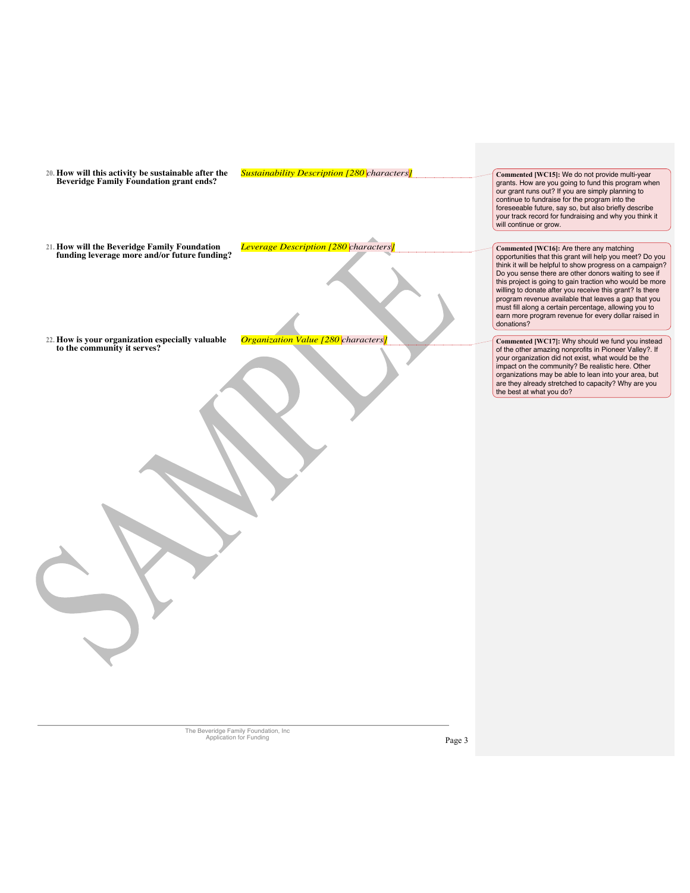20. **How will this activity be sustainable after the Beveridge Family Foundation grant ends?**

*Sustainability Description [280 characters]*

> **Commented [WC15]:** We do not provide multi-year grants. How are you going to fund this program when our grant runs out? If you are simply planning to continue to fundraise for the program into the foreseeable future, say so, but also briefly describe your track record for fundraising and why you think it will continue or grow.

21. **How will the Beveridge Family Foundation funding leverage more and/or future funding?**

*Leverage Description [280 characters]*

> **Commented [WC16]:** Are there any matching opportunities that this grant will help you meet? Do you think it will be helpful to show progress on a campaign? Do you sense there are other donors waiting to see if this project is going to gain traction who would be more willing to donate after you receive this grant? Is there program revenue available that leaves a gap that you must fill along a certain percentage, allowing you to earn more program revenue for every dollar raised in donations?

22. **How is your organization especially valuable to the community it serves?**

*Organization Value [280 characters]*

> **Commented [WC17]:** Why should we fund you instead of the other amazing nonprofits in Pioneer Valley?. If your organization did not exist, what would be the impact on the community? Be realistic here. Other organizations may be able to lean into your area, but are they already stretched to capacity? Why are you the best at what you do?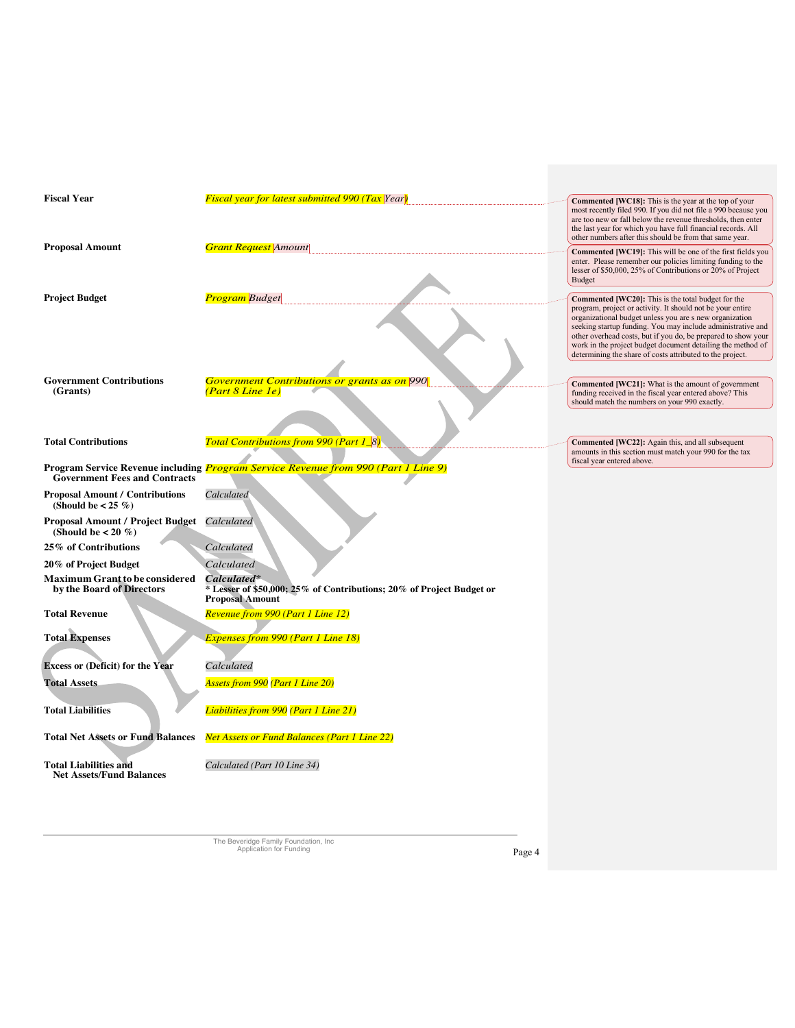| | |
|---|---|
| **Fiscal Year** | *Fiscal year for latest submitted 990 (Tax Year)* |
| **Proposal Amount** | *Grant Request Amount* |
| **Project Budget** | *Program Budget* |
| **Government Contributions (Grants)** | *Government Contributions or grants as on 990 (Part 8 Line 1e)* |
| **Total Contributions** | *Total Contributions from 990 (Part 1_8)* |
| **Program Service Revenue including Government Fees and Contracts** | *Program Service Revenue from 990 (Part 1 Line 9)* |
| **Proposal Amount / Contributions (Should be < 25 %)** | *Calculated* |
| **Proposal Amount / Project Budget (Should be < 20 %)** | *Calculated* |
| **25% of Contributions** | *Calculated* |
| **20% of Project Budget** | *Calculated* |
| **Maximum Grant to be considered by the Board of Directors** | ***Calculated**** **\* Lesser of $50,000; 25% of Contributions; 20% of Project Budget or Proposal Amount** |
| **Total Revenue** | *Revenue from 990 (Part 1 Line 12)* |
| **Total Expenses** | *Expenses from 990 (Part 1 Line 18)* |
| **Excess or (Deficit) for the Year** | *Calculated* |
| **Total Assets** | *Assets from 990 (Part 1 Line 20)* |
| **Total Liabilities** | *Liabilities from 990 (Part 1 Line 21)* |
| **Total Net Assets or Fund Balances** | *Net Assets or Fund Balances (Part 1 Line 22)* |
| **Total Liabilities and Net Assets/Fund Balances** | *Calculated (Part 10 Line 34)* |

**Commented [WC18]:** This is the year at the top of your most recently filed 990. If you did not file a 990 because you are too new or fall below the revenue thresholds, then enter the last year for which you have full financial records. All other numbers after this should be from that same year.

**Commented [WC19]:** This will be one of the first fields you enter. Please remember our policies limiting funding to the lesser of $50,000, 25% of Contributions or 20% of Project Budget

**Commented [WC20]:** This is the total budget for the program, project or activity. It should not be your entire organizational budget unless you are s new organization seeking startup funding. You may include administrative and other overhead costs, but if you do, be prepared to show your work in the project budget document detailing the method of determining the share of costs attributed to the project.

**Commented [WC21]:** What is the amount of government funding received in the fiscal year entered above? This should match the numbers on your 990 exactly.

**Commented [WC22]:** Again this, and all subsequent amounts in this section must match your 990 for the tax fiscal year entered above.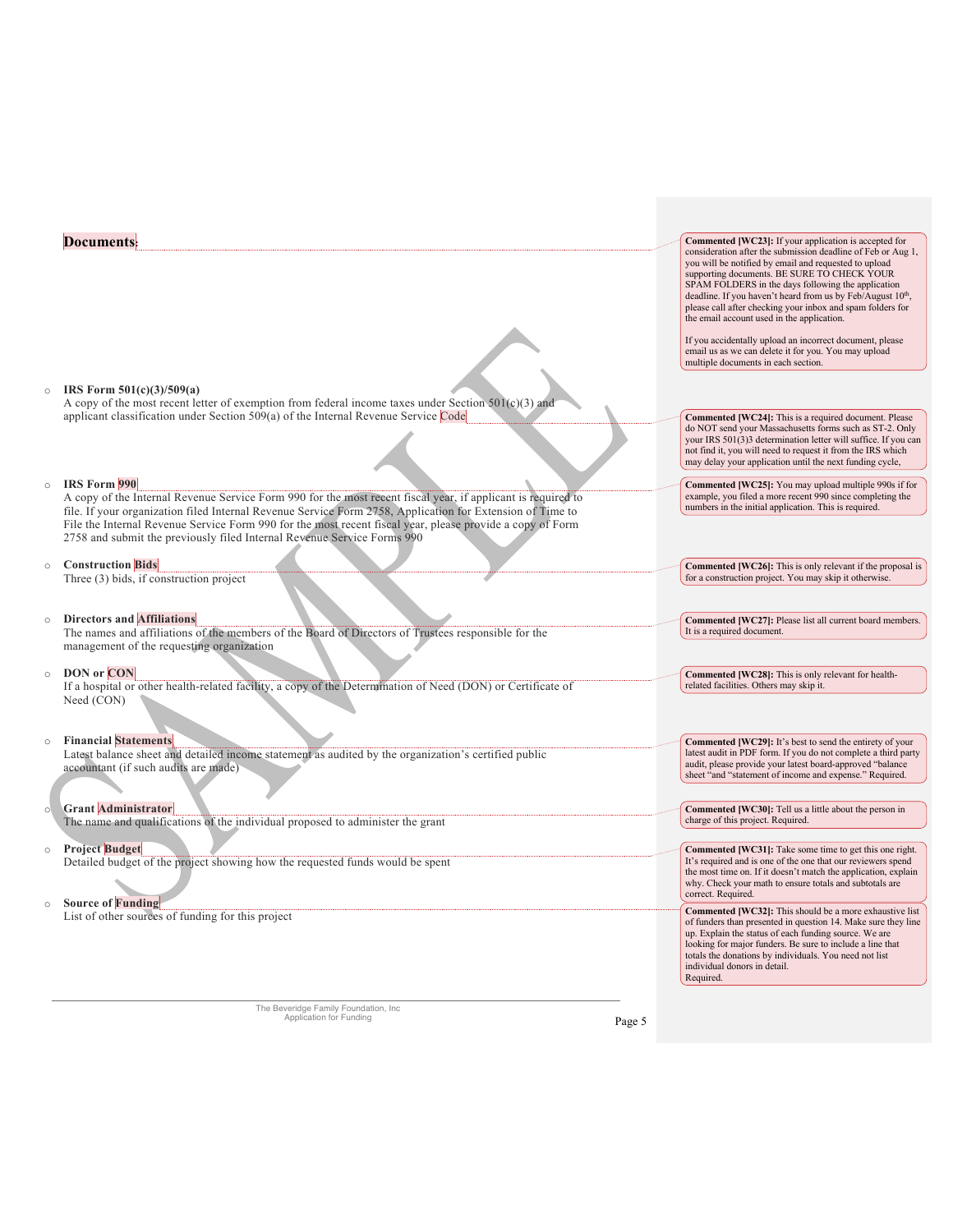## Documents:

> **Commented [WC23]:** If your application is accepted for consideration after the submission deadline of Feb or Aug 1, you will be notified by email and requested to upload supporting documents. BE SURE TO CHECK YOUR SPAM FOLDERS in the days following the application deadline. If you haven't heard from us by Feb/August 10th, please call after checking your inbox and spam folders for the email account used in the application.
>
> If you accidentally upload an incorrect document, please email us as we can delete it for you. You may upload multiple documents in each section.

- **IRS Form 501(c)(3)/509(a)**
  A copy of the most recent letter of exemption from federal income taxes under Section 501(c)(3) and applicant classification under Section 509(a) of the Internal Revenue Service Code

> **Commented [WC24]:** This is a required document. Please do NOT send your Massachusetts forms such as ST-2. Only your IRS 501(3)3 determination letter will suffice. If you can not find it, you will need to request it from the IRS which may delay your application until the next funding cycle,

- **IRS Form 990**
  A copy of the Internal Revenue Service Form 990 for the most recent fiscal year, if applicant is required to file. If your organization filed Internal Revenue Service Form 2758, Application for Extension of Time to File the Internal Revenue Service Form 990 for the most recent fiscal year, please provide a copy of Form 2758 and submit the previously filed Internal Revenue Service Forms 990

> **Commented [WC25]:** You may upload multiple 990s if for example, you filed a more recent 990 since completing the numbers in the initial application. This is required.

- **Construction Bids**
  Three (3) bids, if construction project

> **Commented [WC26]:** This is only relevant if the proposal is for a construction project. You may skip it otherwise.

- **Directors and Affiliations**
  The names and affiliations of the members of the Board of Directors of Trustees responsible for the management of the requesting organization

> **Commented [WC27]:** Please list all current board members. It is a required document.

- **DON or CON**
  If a hospital or other health-related facility, a copy of the Determination of Need (DON) or Certificate of Need (CON)

> **Commented [WC28]:** This is only relevant for health-related facilities. Others may skip it.

- **Financial Statements**
  Latest balance sheet and detailed income statement as audited by the organization's certified public accountant (if such audits are made)

> **Commented [WC29]:** It's best to send the entirety of your latest audit in PDF form. If you do not complete a third party audit, please provide your latest board-approved "balance sheet "and "statement of income and expense." Required.

- **Grant Administrator**
  The name and qualifications of the individual proposed to administer the grant

> **Commented [WC30]:** Tell us a little about the person in charge of this project. Required.

- **Project Budget**
  Detailed budget of the project showing how the requested funds would be spent

> **Commented [WC31]:** Take some time to get this one right. It's required and is one of the one that our reviewers spend the most time on. If it doesn't match the application, explain why. Check your math to ensure totals and subtotals are correct. Required.

- **Source of Funding**
  List of other sources of funding for this project

> **Commented [WC32]:** This should be a more exhaustive list of funders than presented in question 14. Make sure they line up. Explain the status of each funding source. We are looking for major funders. Be sure to include a line that totals the donations by individuals. You need not list individual donors in detail.
> Required.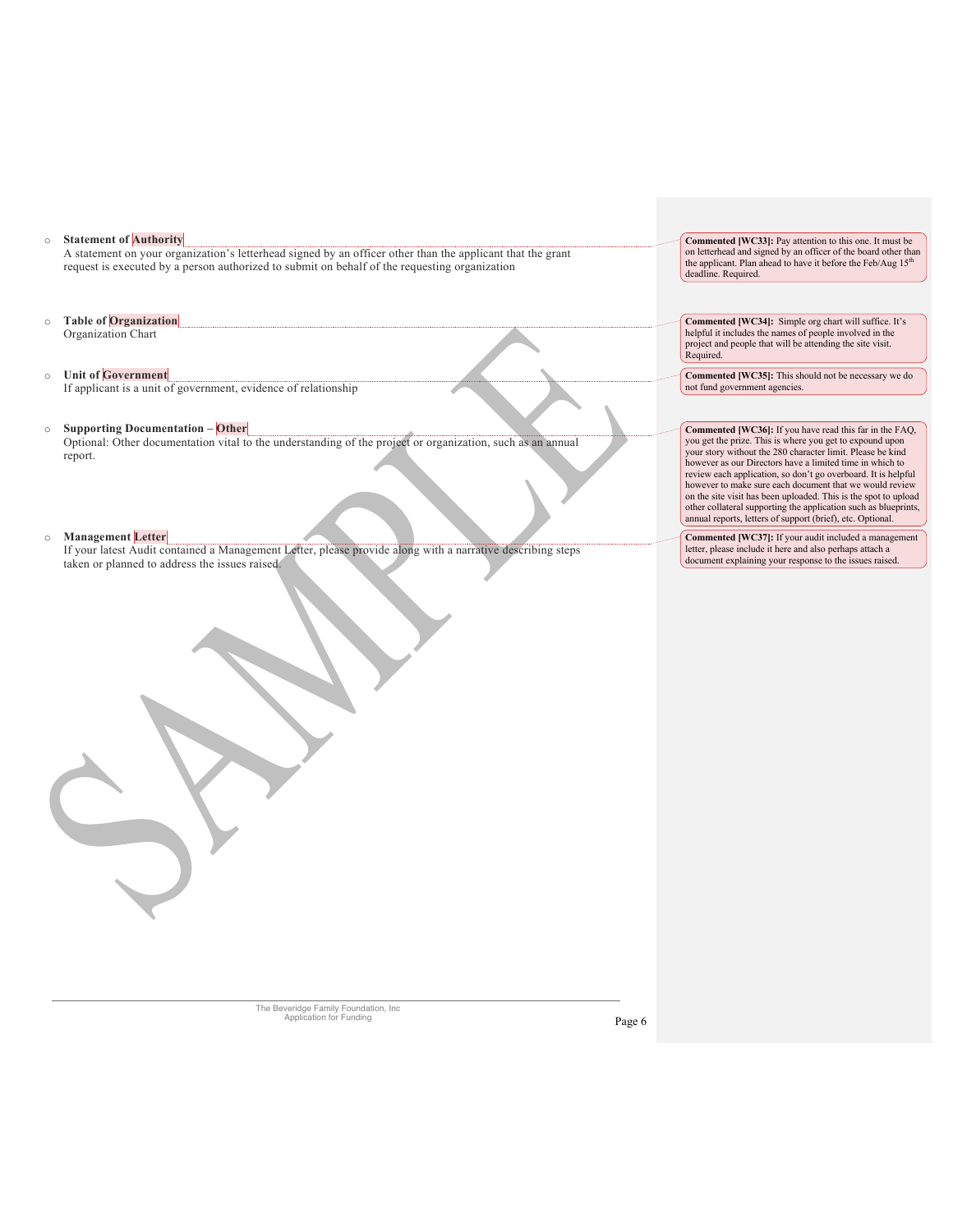- **Statement of Authority**
  A statement on your organization's letterhead signed by an officer other than the applicant that the grant request is executed by a person authorized to submit on behalf of the requesting organization

- **Table of Organization**
  Organization Chart

- **Unit of Government**
  If applicant is a unit of government, evidence of relationship

- **Supporting Documentation – Other**
  Optional: Other documentation vital to the understanding of the project or organization, such as an annual report.

- **Management Letter**
  If your latest Audit contained a Management Letter, please provide along with a narrative describing steps taken or planned to address the issues raised.

**Commented [WC33]:** Pay attention to this one. It must be on letterhead and signed by an officer of the board other than the applicant. Plan ahead to have it before the Feb/Aug 15th deadline. Required.

**Commented [WC34]:** Simple org chart will suffice. It's helpful it includes the names of people involved in the project and people that will be attending the site visit. Required.

**Commented [WC35]:** This should not be necessary we do not fund government agencies.

**Commented [WC36]:** If you have read this far in the FAQ, you get the prize. This is where you get to expound upon your story without the 280 character limit. Please be kind however as our Directors have a limited time in which to review each application, so don't go overboard. It is helpful however to make sure each document that we would review on the site visit has been uploaded. This is the spot to upload other collateral supporting the application such as blueprints, annual reports, letters of support (brief), etc. Optional.

**Commented [WC37]:** If your audit included a management letter, please include it here and also perhaps attach a document explaining your response to the issues raised.

SAMPLE

The Beveridge Family Foundation, Inc
Application for Funding